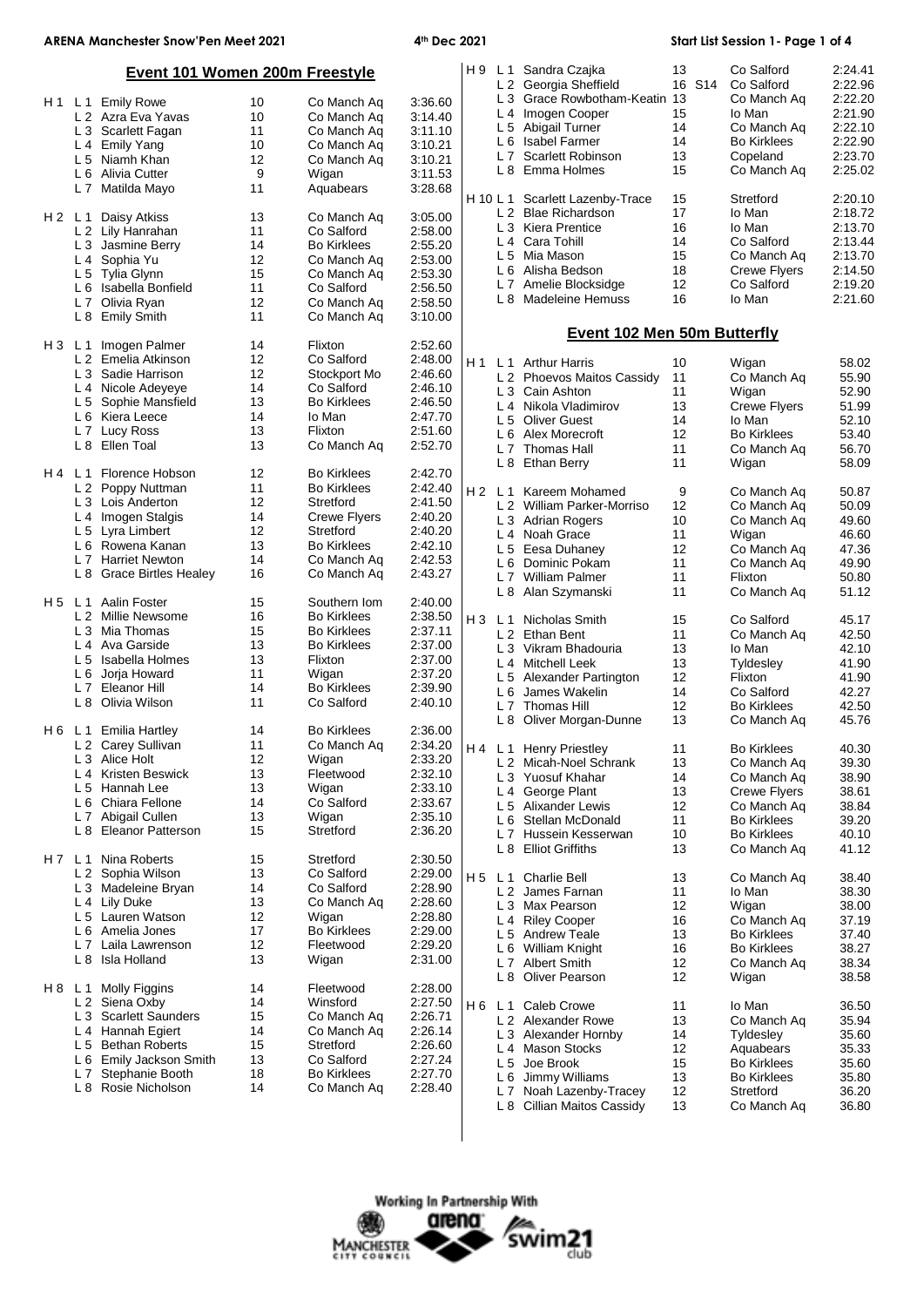## Event 101 Women 200m Freestyle

| Heat | Lane | Name | Age | Club | Time |
|---|---|---|---|---|---|
| H 1 | L 1 | Emily Rowe | 10 | Co Manch Aq | 3:36.60 |
| | L 2 | Azra Eva Yavas | 10 | Co Manch Aq | 3:14.40 |
| | L 3 | Scarlett Fagan | 11 | Co Manch Aq | 3:11.10 |
| | L 4 | Emily Yang | 10 | Co Manch Aq | 3:10.21 |
| | L 5 | Niamh Khan | 12 | Co Manch Aq | 3:10.21 |
| | L 6 | Alivia Cutter | 9 | Wigan | 3:11.53 |
| | L 7 | Matilda Mayo | 11 | Aquabears | 3:28.68 |
| H 2 | L 1 | Daisy Atkiss | 13 | Co Manch Aq | 3:05.00 |
| | L 2 | Lily Hanrahan | 11 | Co Salford | 2:58.00 |
| | L 3 | Jasmine Berry | 14 | Bo Kirklees | 2:55.20 |
| | L 4 | Sophia Yu | 12 | Co Manch Aq | 2:53.00 |
| | L 5 | Tylia Glynn | 15 | Co Manch Aq | 2:53.30 |
| | L 6 | Isabella Bonfield | 11 | Co Salford | 2:56.50 |
| | L 7 | Olivia Ryan | 12 | Co Manch Aq | 2:58.50 |
| | L 8 | Emily Smith | 11 | Co Manch Aq | 3:10.00 |
| H 3 | L 1 | Imogen Palmer | 14 | Flixton | 2:52.60 |
| | L 2 | Emelia Atkinson | 12 | Co Salford | 2:48.00 |
| | L 3 | Sadie Harrison | 12 | Stockport Mo | 2:46.60 |
| | L 4 | Nicole Adeyeye | 14 | Co Salford | 2:46.10 |
| | L 5 | Sophie Mansfield | 13 | Bo Kirklees | 2:46.50 |
| | L 6 | Kiera Leece | 14 | Io Man | 2:47.70 |
| | L 7 | Lucy Ross | 13 | Flixton | 2:51.60 |
| | L 8 | Ellen Toal | 13 | Co Manch Aq | 2:52.70 |
| H 4 | L 1 | Florence Hobson | 12 | Bo Kirklees | 2:42.70 |
| | L 2 | Poppy Nuttman | 11 | Bo Kirklees | 2:42.40 |
| | L 3 | Lois Anderton | 12 | Stretford | 2:41.50 |
| | L 4 | Imogen Stalgis | 14 | Crewe Flyers | 2:40.20 |
| | L 5 | Lyra Limbert | 12 | Stretford | 2:40.20 |
| | L 6 | Rowena Kanan | 13 | Bo Kirklees | 2:42.10 |
| | L 7 | Harriet Newton | 14 | Co Manch Aq | 2:42.53 |
| | L 8 | Grace Birtles Healey | 16 | Co Manch Aq | 2:43.27 |
| H 5 | L 1 | Aalin Foster | 15 | Southern Iom | 2:40.00 |
| | L 2 | Millie Newsome | 16 | Bo Kirklees | 2:38.50 |
| | L 3 | Mia Thomas | 15 | Bo Kirklees | 2:37.11 |
| | L 4 | Ava Garside | 13 | Bo Kirklees | 2:37.00 |
| | L 5 | Isabella Holmes | 13 | Flixton | 2:37.00 |
| | L 6 | Jorja Howard | 11 | Wigan | 2:37.20 |
| | L 7 | Eleanor Hill | 14 | Bo Kirklees | 2:39.90 |
| | L 8 | Olivia Wilson | 11 | Co Salford | 2:40.10 |
| H 6 | L 1 | Emilia Hartley | 14 | Bo Kirklees | 2:36.00 |
| | L 2 | Carey Sullivan | 11 | Co Manch Aq | 2:34.20 |
| | L 3 | Alice Holt | 12 | Wigan | 2:33.20 |
| | L 4 | Kristen Beswick | 13 | Fleetwood | 2:32.10 |
| | L 5 | Hannah Lee | 13 | Wigan | 2:33.10 |
| | L 6 | Chiara Fellone | 14 | Co Salford | 2:33.67 |
| | L 7 | Abigail Cullen | 13 | Wigan | 2:35.10 |
| | L 8 | Eleanor Patterson | 15 | Stretford | 2:36.20 |
| H 7 | L 1 | Nina Roberts | 15 | Stretford | 2:30.50 |
| | L 2 | Sophia Wilson | 13 | Co Salford | 2:29.00 |
| | L 3 | Madeleine Bryan | 14 | Co Salford | 2:28.90 |
| | L 4 | Lily Duke | 13 | Co Manch Aq | 2:28.60 |
| | L 5 | Lauren Watson | 12 | Wigan | 2:28.80 |
| | L 6 | Amelia Jones | 17 | Bo Kirklees | 2:29.00 |
| | L 7 | Laila Lawrenson | 12 | Fleetwood | 2:29.20 |
| | L 8 | Isla Holland | 13 | Wigan | 2:31.00 |
| H 8 | L 1 | Molly Figgins | 14 | Fleetwood | 2:28.00 |
| | L 2 | Siena Oxby | 14 | Winsford | 2:27.50 |
| | L 3 | Scarlett Saunders | 15 | Co Manch Aq | 2:26.71 |
| | L 4 | Hannah Egiert | 14 | Co Manch Aq | 2:26.14 |
| | L 5 | Bethan Roberts | 15 | Stretford | 2:26.60 |
| | L 6 | Emily Jackson Smith | 13 | Co Salford | 2:27.24 |
| | L 7 | Stephanie Booth | 18 | Bo Kirklees | 2:27.70 |
| | L 8 | Rosie Nicholson | 14 | Co Manch Aq | 2:28.40 |
| H 9 | L 1 | Sandra Czajka | 13 | Co Salford | 2:24.41 |
| | L 2 | Georgia Sheffield | 16 S14 | Co Salford | 2:22.96 |
| | L 3 | Grace Rowbotham-Keatin | 13 | Co Manch Aq | 2:22.20 |
| | L 4 | Imogen Cooper | 15 | Io Man | 2:21.90 |
| | L 5 | Abigail Turner | 14 | Co Manch Aq | 2:22.10 |
| | L 6 | Isabel Farmer | 14 | Bo Kirklees | 2:22.90 |
| | L 7 | Scarlett Robinson | 13 | Copeland | 2:23.70 |
| | L 8 | Emma Holmes | 15 | Co Manch Aq | 2:25.02 |
| H 10 | L 1 | Scarlett Lazenby-Trace | 15 | Stretford | 2:20.10 |
| | L 2 | Blae Richardson | 17 | Io Man | 2:18.72 |
| | L 3 | Kiera Prentice | 16 | Io Man | 2:13.70 |
| | L 4 | Cara Tohill | 14 | Co Salford | 2:13.44 |
| | L 5 | Mia Mason | 15 | Co Manch Aq | 2:13.70 |
| | L 6 | Alisha Bedson | 18 | Crewe Flyers | 2:14.50 |
| | L 7 | Amelie Blocksidge | 12 | Co Salford | 2:19.20 |
| | L 8 | Madeleine Hemuss | 16 | Io Man | 2:21.60 |

## Event 102 Men 50m Butterfly

| Heat | Lane | Name | Age | Club | Time |
|---|---|---|---|---|---|
| H 1 | L 1 | Arthur Harris | 10 | Wigan | 58.02 |
| | L 2 | Phoevos Maitos Cassidy | 11 | Co Manch Aq | 55.90 |
| | L 3 | Cain Ashton | 11 | Wigan | 52.90 |
| | L 4 | Nikola Vladimirov | 13 | Crewe Flyers | 51.99 |
| | L 5 | Oliver Guest | 14 | Io Man | 52.10 |
| | L 6 | Alex Morecroft | 12 | Bo Kirklees | 53.40 |
| | L 7 | Thomas Hall | 11 | Co Manch Aq | 56.70 |
| | L 8 | Ethan Berry | 11 | Wigan | 58.09 |
| H 2 | L 1 | Kareem Mohamed | 9 | Co Manch Aq | 50.87 |
| | L 2 | William Parker-Morriso | 12 | Co Manch Aq | 50.09 |
| | L 3 | Adrian Rogers | 10 | Co Manch Aq | 49.60 |
| | L 4 | Noah Grace | 11 | Wigan | 46.60 |
| | L 5 | Eesa Duhaney | 12 | Co Manch Aq | 47.36 |
| | L 6 | Dominic Pokam | 11 | Co Manch Aq | 49.90 |
| | L 7 | William Palmer | 11 | Flixton | 50.80 |
| | L 8 | Alan Szymanski | 11 | Co Manch Aq | 51.12 |
| H 3 | L 1 | Nicholas Smith | 15 | Co Salford | 45.17 |
| | L 2 | Ethan Bent | 11 | Co Manch Aq | 42.50 |
| | L 3 | Vikram Bhadouria | 13 | Io Man | 42.10 |
| | L 4 | Mitchell Leek | 13 | Tyldesley | 41.90 |
| | L 5 | Alexander Partington | 12 | Flixton | 41.90 |
| | L 6 | James Wakelin | 14 | Co Salford | 42.27 |
| | L 7 | Thomas Hill | 12 | Bo Kirklees | 42.50 |
| | L 8 | Oliver Morgan-Dunne | 13 | Co Manch Aq | 45.76 |
| H 4 | L 1 | Henry Priestley | 11 | Bo Kirklees | 40.30 |
| | L 2 | Micah-Noel Schrank | 13 | Co Manch Aq | 39.30 |
| | L 3 | Yuosuf Khahar | 14 | Co Manch Aq | 38.90 |
| | L 4 | George Plant | 13 | Crewe Flyers | 38.61 |
| | L 5 | Alixander Lewis | 12 | Co Manch Aq | 38.84 |
| | L 6 | Stellan McDonald | 11 | Bo Kirklees | 39.20 |
| | L 7 | Hussein Kesserwan | 10 | Bo Kirklees | 40.10 |
| | L 8 | Elliot Griffiths | 13 | Co Manch Aq | 41.12 |
| H 5 | L 1 | Charlie Bell | 13 | Co Manch Aq | 38.40 |
| | L 2 | James Farnan | 11 | Io Man | 38.30 |
| | L 3 | Max Pearson | 12 | Wigan | 38.00 |
| | L 4 | Riley Cooper | 16 | Co Manch Aq | 37.19 |
| | L 5 | Andrew Teale | 13 | Bo Kirklees | 37.40 |
| | L 6 | William Knight | 16 | Bo Kirklees | 38.27 |
| | L 7 | Albert Smith | 12 | Co Manch Aq | 38.34 |
| | L 8 | Oliver Pearson | 12 | Wigan | 38.58 |
| H 6 | L 1 | Caleb Crowe | 11 | Io Man | 36.50 |
| | L 2 | Alexander Rowe | 13 | Co Manch Aq | 35.94 |
| | L 3 | Alexander Hornby | 14 | Tyldesley | 35.60 |
| | L 4 | Mason Stocks | 12 | Aquabears | 35.33 |
| | L 5 | Joe Brook | 15 | Bo Kirklees | 35.60 |
| | L 6 | Jimmy Williams | 13 | Bo Kirklees | 35.80 |
| | L 7 | Noah Lazenby-Tracey | 12 | Stretford | 36.20 |
| | L 8 | Cillian Maitos Cassidy | 13 | Co Manch Aq | 36.80 |

Working In Partnership With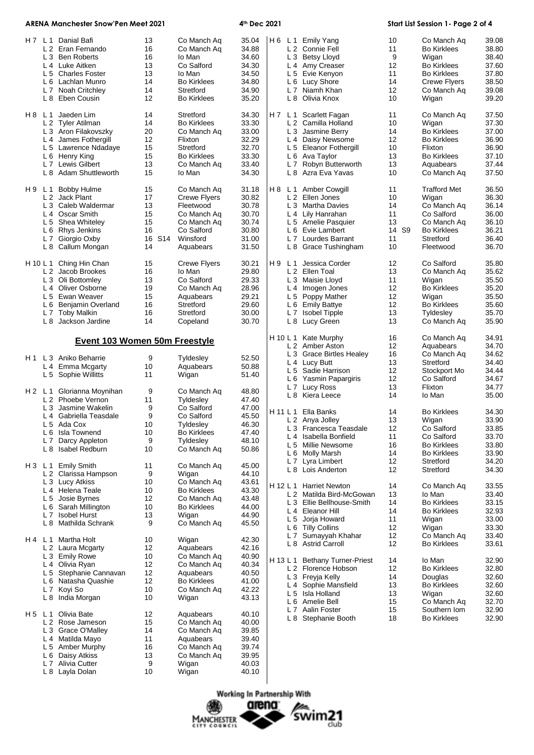| Heat | Lane | Name | Age | Club | Time |
|---|---|---|---|---|---|
| H 7 | L 1 | Danial Bafi | 13 | Co Manch Aq | 35.04 |
| | L 2 | Eran Fernando | 16 | Co Manch Aq | 34.88 |
| | L 3 | Ben Roberts | 16 | Io Man | 34.60 |
| | L 4 | Luke Aitken | 13 | Co Salford | 34.30 |
| | L 5 | Charles Foster | 13 | Io Man | 34.50 |
| | L 6 | Lachlan Munro | 14 | Bo Kirklees | 34.80 |
| | L 7 | Noah Critchley | 14 | Stretford | 34.90 |
| | L 8 | Eben Cousin | 12 | Bo Kirklees | 35.20 |
| H 8 | L 1 | Jaeden Lim | 14 | Stretford | 34.30 |
| | L 2 | Tyler Atilman | 14 | Bo Kirklees | 33.30 |
| | L 3 | Aron Filakovszky | 20 | Co Manch Aq | 33.00 |
| | L 4 | James Fothergill | 12 | Flixton | 32.29 |
| | L 5 | Lawrence Ndadaye | 15 | Stretford | 32.70 |
| | L 6 | Henry King | 15 | Bo Kirklees | 33.30 |
| | L 7 | Lewis Gilbert | 13 | Co Manch Aq | 33.40 |
| | L 8 | Adam Shuttleworth | 15 | Io Man | 34.30 |
| H 9 | L 1 | Bobby Hulme | 15 | Co Manch Aq | 31.18 |
| | L 2 | Jack Plant | 17 | Crewe Flyers | 30.82 |
| | L 3 | Caleb Waldermar | 13 | Fleetwood | 30.78 |
| | L 4 | Oscar Smith | 15 | Co Manch Aq | 30.70 |
| | L 5 | Shea Whiteley | 15 | Co Manch Aq | 30.74 |
| | L 6 | Rhys Jenkins | 16 | Co Salford | 30.80 |
| | L 7 | Giorgio Oxby | 16 S14 | Winsford | 31.00 |
| | L 8 | Callum Mongan | 14 | Aquabears | 31.50 |
| H 10 | L 1 | Ching Hin Chan | 15 | Crewe Flyers | 30.21 |
| | L 2 | Jacob Brookes | 16 | Io Man | 29.80 |
| | L 3 | Oli Bottomley | 13 | Co Salford | 29.33 |
| | L 4 | Oliver Osborne | 19 | Co Manch Aq | 28.96 |
| | L 5 | Ewan Weaver | 15 | Aquabears | 29.21 |
| | L 6 | Benjamin Overland | 16 | Stretford | 29.60 |
| | L 7 | Toby Malkin | 16 | Stretford | 30.00 |
| | L 8 | Jackson Jardine | 14 | Copeland | 30.70 |

## Event 103 Women 50m Freestyle

| Heat | Lane | Name | Age | Club | Time |
|---|---|---|---|---|---|
| H 1 | L 3 | Aniko Beharrie | 9 | Tyldesley | 52.50 |
| | L 4 | Emma Mcgarty | 10 | Aquabears | 50.88 |
| | L 5 | Sophie Willitts | 11 | Wigan | 51.40 |
| H 2 | L 1 | Glorianna Moynihan | 9 | Co Manch Aq | 48.80 |
| | L 2 | Phoebe Vernon | 11 | Tyldesley | 47.40 |
| | L 3 | Jasmine Wakelin | 9 | Co Salford | 47.00 |
| | L 4 | Gabriella Teasdale | 9 | Co Salford | 45.50 |
| | L 5 | Ada Cox | 10 | Tyldesley | 46.30 |
| | L 6 | Isla Townend | 10 | Bo Kirklees | 47.40 |
| | L 7 | Darcy Appleton | 9 | Tyldesley | 48.10 |
| | L 8 | Isabel Redburn | 10 | Co Manch Aq | 50.86 |
| H 3 | L 1 | Emily Smith | 11 | Co Manch Aq | 45.00 |
| | L 2 | Clarissa Hampson | 9 | Wigan | 44.10 |
| | L 3 | Lucy Atkiss | 10 | Co Manch Aq | 43.61 |
| | L 4 | Helena Teale | 10 | Bo Kirklees | 43.30 |
| | L 5 | Josie Byrnes | 12 | Co Manch Aq | 43.48 |
| | L 6 | Sarah Millington | 10 | Bo Kirklees | 44.00 |
| | L 7 | Isobel Hurst | 13 | Wigan | 44.90 |
| | L 8 | Mathilda Schrank | 9 | Co Manch Aq | 45.50 |
| H 4 | L 1 | Martha Holt | 10 | Wigan | 42.30 |
| | L 2 | Laura Mcgarty | 12 | Aquabears | 42.16 |
| | L 3 | Emily Rowe | 10 | Co Manch Aq | 40.90 |
| | L 4 | Olivia Ryan | 12 | Co Manch Aq | 40.34 |
| | L 5 | Stephanie Cannavan | 12 | Aquabears | 40.50 |
| | L 6 | Natasha Quashie | 12 | Bo Kirklees | 41.00 |
| | L 7 | Koyi So | 10 | Co Manch Aq | 42.22 |
| | L 8 | India Morgan | 10 | Wigan | 43.13 |
| H 5 | L 1 | Olivia Bate | 12 | Aquabears | 40.10 |
| | L 2 | Rose Jameson | 15 | Co Manch Aq | 40.00 |
| | L 3 | Grace O'Malley | 14 | Co Manch Aq | 39.85 |
| | L 4 | Matilda Mayo | 11 | Aquabears | 39.40 |
| | L 5 | Amber Murphy | 16 | Co Manch Aq | 39.74 |
| | L 6 | Daisy Atkiss | 13 | Co Manch Aq | 39.95 |
| | L 7 | Alivia Cutter | 9 | Wigan | 40.03 |
| | L 8 | Layla Dolan | 10 | Wigan | 40.10 |
| H 6 | L 1 | Emily Yang | 10 | Co Manch Aq | 39.08 |
| | L 2 | Connie Fell | 11 | Bo Kirklees | 38.80 |
| | L 3 | Betsy Lloyd | 9 | Wigan | 38.40 |
| | L 4 | Amy Creaser | 12 | Bo Kirklees | 37.60 |
| | L 5 | Evie Kenyon | 11 | Bo Kirklees | 37.80 |
| | L 6 | Lucy Shore | 14 | Crewe Flyers | 38.50 |
| | L 7 | Niamh Khan | 12 | Co Manch Aq | 39.08 |
| | L 8 | Olivia Knox | 10 | Wigan | 39.20 |
| H 7 | L 1 | Scarlett Fagan | 11 | Co Manch Aq | 37.50 |
| | L 2 | Camilla Holland | 10 | Wigan | 37.30 |
| | L 3 | Jasmine Berry | 14 | Bo Kirklees | 37.00 |
| | L 4 | Daisy Newsome | 12 | Bo Kirklees | 36.90 |
| | L 5 | Eleanor Fothergill | 10 | Flixton | 36.90 |
| | L 6 | Ava Taylor | 13 | Bo Kirklees | 37.10 |
| | L 7 | Robyn Butterworth | 13 | Aquabears | 37.44 |
| | L 8 | Azra Eva Yavas | 10 | Co Manch Aq | 37.50 |
| H 8 | L 1 | Amber Cowgill | 11 | Trafford Met | 36.50 |
| | L 2 | Ellen Jones | 10 | Wigan | 36.30 |
| | L 3 | Martha Davies | 14 | Co Manch Aq | 36.14 |
| | L 4 | Lily Hanrahan | 11 | Co Salford | 36.00 |
| | L 5 | Amelie Pasquier | 13 | Co Manch Aq | 36.10 |
| | L 6 | Evie Lambert | 14 S9 | Bo Kirklees | 36.21 |
| | L 7 | Lourdes Barrant | 11 | Stretford | 36.40 |
| | L 8 | Grace Tushingham | 10 | Fleetwood | 36.70 |
| H 9 | L 1 | Jessica Corder | 12 | Co Salford | 35.80 |
| | L 2 | Ellen Toal | 13 | Co Manch Aq | 35.62 |
| | L 3 | Maisie Lloyd | 11 | Wigan | 35.50 |
| | L 4 | Imogen Jones | 12 | Bo Kirklees | 35.20 |
| | L 5 | Poppy Mather | 12 | Wigan | 35.50 |
| | L 6 | Emily Battye | 12 | Bo Kirklees | 35.60 |
| | L 7 | Isobel Tipple | 13 | Tyldesley | 35.70 |
| | L 8 | Lucy Green | 13 | Co Manch Aq | 35.90 |
| H 10 | L 1 | Kate Murphy | 16 | Co Manch Aq | 34.91 |
| | L 2 | Amber Aston | 12 | Aquabears | 34.70 |
| | L 3 | Grace Birtles Healey | 16 | Co Manch Aq | 34.62 |
| | L 4 | Lucy Butt | 13 | Stretford | 34.40 |
| | L 5 | Sadie Harrison | 12 | Stockport Mo | 34.44 |
| | L 6 | Yasmin Papargiris | 12 | Co Salford | 34.67 |
| | L 7 | Lucy Ross | 13 | Flixton | 34.77 |
| | L 8 | Kiera Leece | 14 | Io Man | 35.00 |
| H 11 | L 1 | Ella Banks | 14 | Bo Kirklees | 34.30 |
| | L 2 | Anya Jolley | 13 | Wigan | 33.90 |
| | L 3 | Francesca Teasdale | 12 | Co Salford | 33.85 |
| | L 4 | Isabella Bonfield | 11 | Co Salford | 33.70 |
| | L 5 | Millie Newsome | 16 | Bo Kirklees | 33.80 |
| | L 6 | Molly Marsh | 14 | Bo Kirklees | 33.90 |
| | L 7 | Lyra Limbert | 12 | Stretford | 34.20 |
| | L 8 | Lois Anderton | 12 | Stretford | 34.30 |
| H 12 | L 1 | Harriet Newton | 14 | Co Manch Aq | 33.55 |
| | L 2 | Matilda Bird-McGowan | 13 | Io Man | 33.40 |
| | L 3 | Ellie Bellhouse-Smith | 14 | Bo Kirklees | 33.15 |
| | L 4 | Eleanor Hill | 14 | Bo Kirklees | 32.93 |
| | L 5 | Jorja Howard | 11 | Wigan | 33.00 |
| | L 6 | Tilly Collins | 12 | Wigan | 33.30 |
| | L 7 | Sumayyah Khahar | 12 | Co Manch Aq | 33.40 |
| | L 8 | Astrid Carroll | 12 | Bo Kirklees | 33.61 |
| H 13 | L 1 | Bethany Turner-Priest | 14 | Io Man | 32.90 |
| | L 2 | Florence Hobson | 12 | Bo Kirklees | 32.80 |
| | L 3 | Freyja Kelly | 14 | Douglas | 32.60 |
| | L 4 | Sophie Mansfield | 13 | Bo Kirklees | 32.60 |
| | L 5 | Isla Holland | 13 | Wigan | 32.60 |
| | L 6 | Amelie Bell | 15 | Co Manch Aq | 32.70 |
| | L 7 | Aalin Foster | 15 | Southern Iom | 32.90 |
| | L 8 | Stephanie Booth | 18 | Bo Kirklees | 32.90 |

Working In Partnership With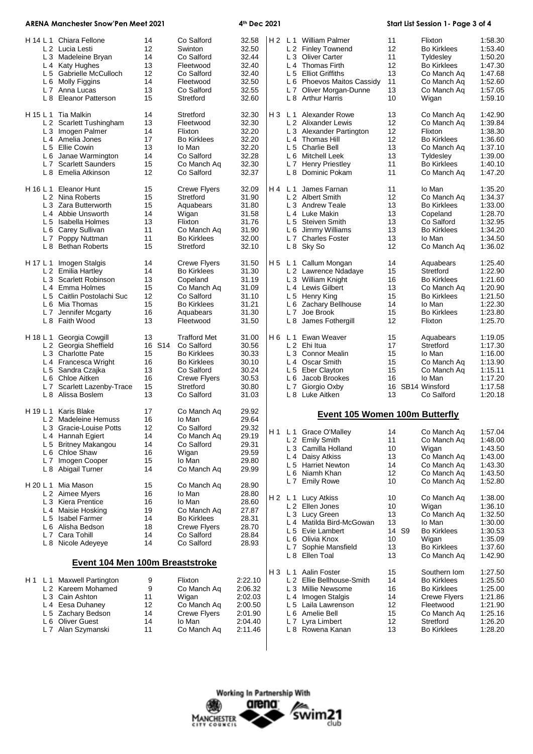| Heat | Lane | Name | Age | | Club | Time |
|---|---|---|---|---|---|---|
| H 14 | L 1 | Chiara Fellone | 14 | | Co Salford | 32.58 |
| | L 2 | Lucia Lesti | 12 | | Swinton | 32.50 |
| | L 3 | Madeleine Bryan | 14 | | Co Salford | 32.44 |
| | L 4 | Katy Hughes | 13 | | Fleetwood | 32.40 |
| | L 5 | Gabrielle McCulloch | 12 | | Co Salford | 32.40 |
| | L 6 | Molly Figgins | 14 | | Fleetwood | 32.50 |
| | L 7 | Anna Lucas | 13 | | Co Salford | 32.55 |
| | L 8 | Eleanor Patterson | 15 | | Stretford | 32.60 |
| H 15 | L 1 | Tia Malkin | 14 | | Stretford | 32.30 |
| | L 2 | Scarlett Tushingham | 13 | | Fleetwood | 32.30 |
| | L 3 | Imogen Palmer | 14 | | Flixton | 32.20 |
| | L 4 | Amelia Jones | 17 | | Bo Kirklees | 32.20 |
| | L 5 | Ellie Cowin | 13 | | Io Man | 32.20 |
| | L 6 | Janae Warmington | 14 | | Co Salford | 32.28 |
| | L 7 | Scarlett Saunders | 15 | | Co Manch Aq | 32.30 |
| | L 8 | Emelia Atkinson | 12 | | Co Salford | 32.37 |
| H 16 | L 1 | Eleanor Hunt | 15 | | Crewe Flyers | 32.09 |
| | L 2 | Nina Roberts | 15 | | Stretford | 31.90 |
| | L 3 | Zara Butterworth | 15 | | Aquabears | 31.80 |
| | L 4 | Abbie Unsworth | 14 | | Wigan | 31.58 |
| | L 5 | Isabella Holmes | 13 | | Flixton | 31.76 |
| | L 6 | Carey Sullivan | 11 | | Co Manch Aq | 31.90 |
| | L 7 | Poppy Nuttman | 11 | | Bo Kirklees | 32.00 |
| | L 8 | Bethan Roberts | 15 | | Stretford | 32.10 |
| H 17 | L 1 | Imogen Stalgis | 14 | | Crewe Flyers | 31.50 |
| | L 2 | Emilia Hartley | 14 | | Bo Kirklees | 31.30 |
| | L 3 | Scarlett Robinson | 13 | | Copeland | 31.19 |
| | L 4 | Emma Holmes | 15 | | Co Manch Aq | 31.09 |
| | L 5 | Caitlin Postolachi Suc | 12 | | Co Salford | 31.10 |
| | L 6 | Mia Thomas | 15 | | Bo Kirklees | 31.21 |
| | L 7 | Jennifer Mcgarty | 16 | | Aquabears | 31.30 |
| | L 8 | Faith Wood | 13 | | Fleetwood | 31.50 |
| H 18 | L 1 | Georgia Cowgill | 13 | | Trafford Met | 31.00 |
| | L 2 | Georgia Sheffield | 16 | S14 | Co Salford | 30.56 |
| | L 3 | Charlotte Pate | 15 | | Bo Kirklees | 30.33 |
| | L 4 | Francesca Wright | 16 | | Bo Kirklees | 30.10 |
| | L 5 | Sandra Czajka | 13 | | Co Salford | 30.24 |
| | L 6 | Chloe Aitken | 16 | | Crewe Flyers | 30.53 |
| | L 7 | Scarlett Lazenby-Trace | 15 | | Stretford | 30.80 |
| | L 8 | Alissa Boslem | 13 | | Co Salford | 31.03 |
| H 19 | L 1 | Karis Blake | 17 | | Co Manch Aq | 29.92 |
| | L 2 | Madeleine Hemuss | 16 | | Io Man | 29.64 |
| | L 3 | Gracie-Louise Potts | 12 | | Co Salford | 29.32 |
| | L 4 | Hannah Egiert | 14 | | Co Manch Aq | 29.19 |
| | L 5 | Britney Makangou | 14 | | Co Salford | 29.31 |
| | L 6 | Chloe Shaw | 16 | | Wigan | 29.59 |
| | L 7 | Imogen Cooper | 15 | | Io Man | 29.80 |
| | L 8 | Abigail Turner | 14 | | Co Manch Aq | 29.99 |
| H 20 | L 1 | Mia Mason | 15 | | Co Manch Aq | 28.90 |
| | L 2 | Aimee Myers | 16 | | Io Man | 28.80 |
| | L 3 | Kiera Prentice | 16 | | Io Man | 28.60 |
| | L 4 | Maisie Hosking | 19 | | Co Manch Aq | 27.87 |
| | L 5 | Isabel Farmer | 14 | | Bo Kirklees | 28.31 |
| | L 6 | Alisha Bedson | 18 | | Crewe Flyers | 28.70 |
| | L 7 | Cara Tohill | 14 | | Co Salford | 28.84 |
| | L 8 | Nicole Adeyeye | 14 | | Co Salford | 28.93 |

## Event 104 Men 100m Breaststroke

| Heat | Lane | Name | Age | | Club | Time |
|---|---|---|---|---|---|---|
| H 1 | L 1 | Maxwell Partington | 9 | | Flixton | 2:22.10 |
| | L 2 | Kareem Mohamed | 9 | | Co Manch Aq | 2:06.32 |
| | L 3 | Cain Ashton | 11 | | Wigan | 2:02.03 |
| | L 4 | Eesa Duhaney | 12 | | Co Manch Aq | 2:00.50 |
| | L 5 | Zachary Bedson | 14 | | Crewe Flyers | 2:01.90 |
| | L 6 | Oliver Guest | 14 | | Io Man | 2:04.40 |
| | L 7 | Alan Szymanski | 11 | | Co Manch Aq | 2:11.46 |
| H 2 | L 1 | William Palmer | 11 | | Flixton | 1:58.30 |
| | L 2 | Finley Townend | 12 | | Bo Kirklees | 1:53.40 |
| | L 3 | Oliver Carter | 11 | | Tyldesley | 1:50.20 |
| | L 4 | Thomas Firth | 12 | | Bo Kirklees | 1:47.30 |
| | L 5 | Elliot Griffiths | 13 | | Co Manch Aq | 1:47.68 |
| | L 6 | Phoevos Maitos Cassidy | 11 | | Co Manch Aq | 1:52.60 |
| | L 7 | Oliver Morgan-Dunne | 13 | | Co Manch Aq | 1:57.05 |
| | L 8 | Arthur Harris | 10 | | Wigan | 1:59.10 |
| H 3 | L 1 | Alexander Rowe | 13 | | Co Manch Aq | 1:42.90 |
| | L 2 | Alixander Lewis | 12 | | Co Manch Aq | 1:39.84 |
| | L 3 | Alexander Partington | 12 | | Flixton | 1:38.30 |
| | L 4 | Thomas Hill | 12 | | Bo Kirklees | 1:36.60 |
| | L 5 | Charlie Bell | 13 | | Co Manch Aq | 1:37.10 |
| | L 6 | Mitchell Leek | 13 | | Tyldesley | 1:39.00 |
| | L 7 | Henry Priestley | 11 | | Bo Kirklees | 1:40.10 |
| | L 8 | Dominic Pokam | 11 | | Co Manch Aq | 1:47.20 |
| H 4 | L 1 | James Farnan | 11 | | Io Man | 1:35.20 |
| | L 2 | Albert Smith | 12 | | Co Manch Aq | 1:34.37 |
| | L 3 | Andrew Teale | 13 | | Bo Kirklees | 1:33.00 |
| | L 4 | Luke Makin | 13 | | Copeland | 1:28.70 |
| | L 5 | Steiven Smith | 13 | | Co Salford | 1:32.95 |
| | L 6 | Jimmy Williams | 13 | | Bo Kirklees | 1:34.20 |
| | L 7 | Charles Foster | 13 | | Io Man | 1:34.50 |
| | L 8 | Sky So | 12 | | Co Manch Aq | 1:36.02 |
| H 5 | L 1 | Callum Mongan | 14 | | Aquabears | 1:25.40 |
| | L 2 | Lawrence Ndadaye | 15 | | Stretford | 1:22.90 |
| | L 3 | William Knight | 16 | | Bo Kirklees | 1:21.60 |
| | L 4 | Lewis Gilbert | 13 | | Co Manch Aq | 1:20.90 |
| | L 5 | Henry King | 15 | | Bo Kirklees | 1:21.50 |
| | L 6 | Zachary Bellhouse | 14 | | Io Man | 1:22.30 |
| | L 7 | Joe Brook | 15 | | Bo Kirklees | 1:23.80 |
| | L 8 | James Fothergill | 12 | | Flixton | 1:25.70 |
| H 6 | L 1 | Ewan Weaver | 15 | | Aquabears | 1:19.05 |
| | L 2 | Ehi Itua | 17 | | Stretford | 1:17.30 |
| | L 3 | Connor Mealin | 15 | | Io Man | 1:16.00 |
| | L 4 | Oscar Smith | 15 | | Co Manch Aq | 1:13.90 |
| | L 5 | Eber Clayton | 15 | | Co Manch Aq | 1:15.11 |
| | L 6 | Jacob Brookes | 16 | | Io Man | 1:17.20 |
| | L 7 | Giorgio Oxby | 16 | SB14 | Winsford | 1:17.58 |
| | L 8 | Luke Aitken | 13 | | Co Salford | 1:20.18 |

## Event 105 Women 100m Butterfly

| Heat | Lane | Name | Age | | Club | Time |
|---|---|---|---|---|---|---|
| H 1 | L 1 | Grace O'Malley | 14 | | Co Manch Aq | 1:57.04 |
| | L 2 | Emily Smith | 11 | | Co Manch Aq | 1:48.00 |
| | L 3 | Camilla Holland | 10 | | Wigan | 1:43.50 |
| | L 4 | Daisy Atkiss | 13 | | Co Manch Aq | 1:43.00 |
| | L 5 | Harriet Newton | 14 | | Co Manch Aq | 1:43.30 |
| | L 6 | Niamh Khan | 12 | | Co Manch Aq | 1:43.50 |
| | L 7 | Emily Rowe | 10 | | Co Manch Aq | 1:52.80 |
| H 2 | L 1 | Lucy Atkiss | 10 | | Co Manch Aq | 1:38.00 |
| | L 2 | Ellen Jones | 10 | | Wigan | 1:36.10 |
| | L 3 | Lucy Green | 13 | | Co Manch Aq | 1:32.50 |
| | L 4 | Matilda Bird-McGowan | 13 | | Io Man | 1:30.00 |
| | L 5 | Evie Lambert | 14 | S9 | Bo Kirklees | 1:30.53 |
| | L 6 | Olivia Knox | 10 | | Wigan | 1:35.09 |
| | L 7 | Sophie Mansfield | 13 | | Bo Kirklees | 1:37.60 |
| | L 8 | Ellen Toal | 13 | | Co Manch Aq | 1:42.90 |
| H 3 | L 1 | Aalin Foster | 15 | | Southern Iom | 1:27.50 |
| | L 2 | Ellie Bellhouse-Smith | 14 | | Bo Kirklees | 1:25.50 |
| | L 3 | Millie Newsome | 16 | | Bo Kirklees | 1:25.00 |
| | L 4 | Imogen Stalgis | 14 | | Crewe Flyers | 1:21.86 |
| | L 5 | Laila Lawrenson | 12 | | Fleetwood | 1:21.90 |
| | L 6 | Amelie Bell | 15 | | Co Manch Aq | 1:25.16 |
| | L 7 | Lyra Limbert | 12 | | Stretford | 1:26.20 |
| | L 8 | Rowena Kanan | 13 | | Bo Kirklees | 1:28.20 |

Working In Partnership With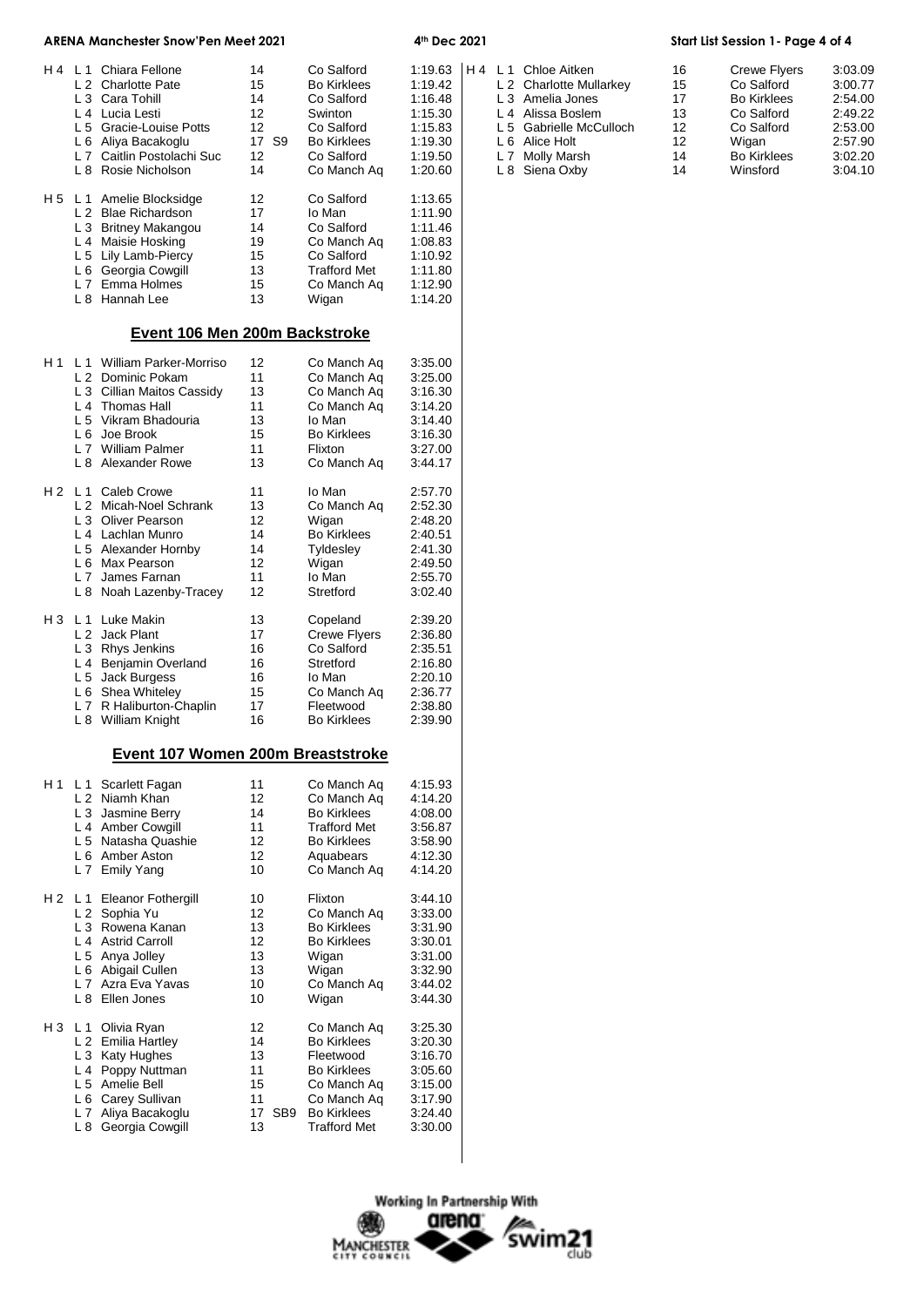| | | | | | | |
|---|---|---|---|---|---|---|
| H 4 | L 1 | Chiara Fellone | 14 | | Co Salford | 1:19.63 |
| | L 2 | Charlotte Pate | 15 | | Bo Kirklees | 1:19.42 |
| | L 3 | Cara Tohill | 14 | | Co Salford | 1:16.48 |
| | L 4 | Lucia Lesti | 12 | | Swinton | 1:15.30 |
| | L 5 | Gracie-Louise Potts | 12 | | Co Salford | 1:15.83 |
| | L 6 | Aliya Bacakoglu | 17 | S9 | Bo Kirklees | 1:19.30 |
| | L 7 | Caitlin Postolachi Suc | 12 | | Co Salford | 1:19.50 |
| | L 8 | Rosie Nicholson | 14 | | Co Manch Aq | 1:20.60 |
| H 5 | L 1 | Amelie Blocksidge | 12 | | Co Salford | 1:13.65 |
| | L 2 | Blae Richardson | 17 | | Io Man | 1:11.90 |
| | L 3 | Britney Makangou | 14 | | Co Salford | 1:11.46 |
| | L 4 | Maisie Hosking | 19 | | Co Manch Aq | 1:08.83 |
| | L 5 | Lily Lamb-Piercy | 15 | | Co Salford | 1:10.92 |
| | L 6 | Georgia Cowgill | 13 | | Trafford Met | 1:11.80 |
| | L 7 | Emma Holmes | 15 | | Co Manch Aq | 1:12.90 |
| | L 8 | Hannah Lee | 13 | | Wigan | 1:14.20 |

## Event 106 Men 200m Backstroke

| | | | | | |
|---|---|---|---|---|---|
| H 1 | L 1 | William Parker-Morriso | 12 | Co Manch Aq | 3:35.00 |
| | L 2 | Dominic Pokam | 11 | Co Manch Aq | 3:25.00 |
| | L 3 | Cillian Maitos Cassidy | 13 | Co Manch Aq | 3:16.30 |
| | L 4 | Thomas Hall | 11 | Co Manch Aq | 3:14.20 |
| | L 5 | Vikram Bhadouria | 13 | Io Man | 3:14.40 |
| | L 6 | Joe Brook | 15 | Bo Kirklees | 3:16.30 |
| | L 7 | William Palmer | 11 | Flixton | 3:27.00 |
| | L 8 | Alexander Rowe | 13 | Co Manch Aq | 3:44.17 |
| H 2 | L 1 | Caleb Crowe | 11 | Io Man | 2:57.70 |
| | L 2 | Micah-Noel Schrank | 13 | Co Manch Aq | 2:52.30 |
| | L 3 | Oliver Pearson | 12 | Wigan | 2:48.20 |
| | L 4 | Lachlan Munro | 14 | Bo Kirklees | 2:40.51 |
| | L 5 | Alexander Hornby | 14 | Tyldesley | 2:41.30 |
| | L 6 | Max Pearson | 12 | Wigan | 2:49.50 |
| | L 7 | James Farnan | 11 | Io Man | 2:55.70 |
| | L 8 | Noah Lazenby-Tracey | 12 | Stretford | 3:02.40 |
| H 3 | L 1 | Luke Makin | 13 | Copeland | 2:39.20 |
| | L 2 | Jack Plant | 17 | Crewe Flyers | 2:36.80 |
| | L 3 | Rhys Jenkins | 16 | Co Salford | 2:35.51 |
| | L 4 | Benjamin Overland | 16 | Stretford | 2:16.80 |
| | L 5 | Jack Burgess | 16 | Io Man | 2:20.10 |
| | L 6 | Shea Whiteley | 15 | Co Manch Aq | 2:36.77 |
| | L 7 | R Haliburton-Chaplin | 17 | Fleetwood | 2:38.80 |
| | L 8 | William Knight | 16 | Bo Kirklees | 2:39.90 |

## Event 107 Women 200m Breaststroke

| | | | | | | |
|---|---|---|---|---|---|---|
| H 1 | L 1 | Scarlett Fagan | 11 | | Co Manch Aq | 4:15.93 |
| | L 2 | Niamh Khan | 12 | | Co Manch Aq | 4:14.20 |
| | L 3 | Jasmine Berry | 14 | | Bo Kirklees | 4:08.00 |
| | L 4 | Amber Cowgill | 11 | | Trafford Met | 3:56.87 |
| | L 5 | Natasha Quashie | 12 | | Bo Kirklees | 3:58.90 |
| | L 6 | Amber Aston | 12 | | Aquabears | 4:12.30 |
| | L 7 | Emily Yang | 10 | | Co Manch Aq | 4:14.20 |
| H 2 | L 1 | Eleanor Fothergill | 10 | | Flixton | 3:44.10 |
| | L 2 | Sophia Yu | 12 | | Co Manch Aq | 3:33.00 |
| | L 3 | Rowena Kanan | 13 | | Bo Kirklees | 3:31.90 |
| | L 4 | Astrid Carroll | 12 | | Bo Kirklees | 3:30.01 |
| | L 5 | Anya Jolley | 13 | | Wigan | 3:31.00 |
| | L 6 | Abigail Cullen | 13 | | Wigan | 3:32.90 |
| | L 7 | Azra Eva Yavas | 10 | | Co Manch Aq | 3:44.02 |
| | L 8 | Ellen Jones | 10 | | Wigan | 3:44.30 |
| H 3 | L 1 | Olivia Ryan | 12 | | Co Manch Aq | 3:25.30 |
| | L 2 | Emilia Hartley | 14 | | Bo Kirklees | 3:20.30 |
| | L 3 | Katy Hughes | 13 | | Fleetwood | 3:16.70 |
| | L 4 | Poppy Nuttman | 11 | | Bo Kirklees | 3:05.60 |
| | L 5 | Amelie Bell | 15 | | Co Manch Aq | 3:15.00 |
| | L 6 | Carey Sullivan | 11 | | Co Manch Aq | 3:17.90 |
| | L 7 | Aliya Bacakoglu | 17 | SB9 | Bo Kirklees | 3:24.40 |
| | L 8 | Georgia Cowgill | 13 | | Trafford Met | 3:30.00 |
| H 4 | L 1 | Chloe Aitken | 16 | | Crewe Flyers | 3:03.09 |
| | L 2 | Charlotte Mullarkey | 15 | | Co Salford | 3:00.77 |
| | L 3 | Amelia Jones | 17 | | Bo Kirklees | 2:54.00 |
| | L 4 | Alissa Boslem | 13 | | Co Salford | 2:49.22 |
| | L 5 | Gabrielle McCulloch | 12 | | Co Salford | 2:53.00 |
| | L 6 | Alice Holt | 12 | | Wigan | 2:57.90 |
| | L 7 | Molly Marsh | 14 | | Bo Kirklees | 3:02.20 |
| | L 8 | Siena Oxby | 14 | | Winsford | 3:04.10 |

Working In Partnership With